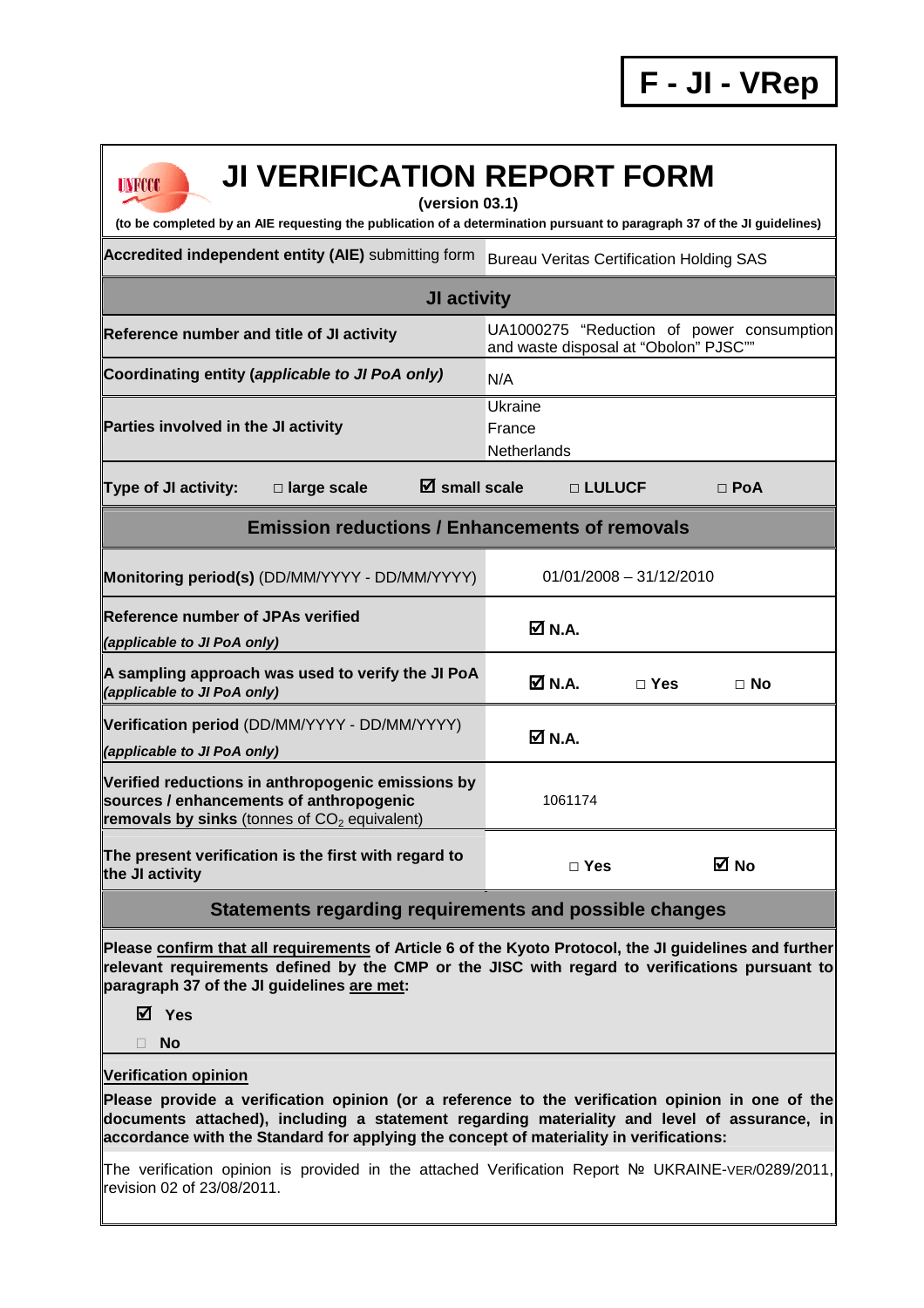**F - JI - VRep**

# JI VERIFICATION REPORT FORM

**(version 03.1)**

**(to be completed by an AIE requesting the publication of a determination pursuant to paragraph 37 of the JI guidelines)**

| | |
|---|---|
| **Accredited independent entity (AIE)** submitting form | Bureau Veritas Certification Holding SAS |
| **JI activity** | |
| **Reference number and title of JI activity** | UA1000275 "Reduction of power consumption and waste disposal at "Obolon" PJSC"" |
| **Coordinating entity** ***(applicable to JI PoA only)*** | N/A |
| **Parties involved in the JI activity** | Ukraine<br>France<br>Netherlands |
| **Type of JI activity:** □ **large scale** ☑ **small scale** □ **LULUCF** □ **PoA** | |
| **Emission reductions / Enhancements of removals** | |
| **Monitoring period(s)** (DD/MM/YYYY - DD/MM/YYYY) | 01/01/2008 – 31/12/2010 |
| **Reference number of JPAs verified** ***(applicable to JI PoA only)*** | ☑ **N.A.** |
| **A sampling approach was used to verify the JI PoA** ***(applicable to JI PoA only)*** | ☑ **N.A.** □ **Yes** □ **No** |
| **Verification period** (DD/MM/YYYY - DD/MM/YYYY) ***(applicable to JI PoA only)*** | ☑ **N.A.** |
| **Verified reductions in anthropogenic emissions by sources / enhancements of anthropogenic removals by sinks** (tonnes of $CO_2$ equivalent) | 1061174 |
| **The present verification is the first with regard to the JI activity** | □ **Yes** ☑ **No** |

## Statements regarding requirements and possible changes

**Please confirm that all requirements of Article 6 of the Kyoto Protocol, the JI guidelines and further relevant requirements defined by the CMP or the JISC with regard to verifications pursuant to paragraph 37 of the JI guidelines are met:**

☑ **Yes**

□ **No**

**Verification opinion**

**Please provide a verification opinion (or a reference to the verification opinion in one of the documents attached), including a statement regarding materiality and level of assurance, in accordance with the Standard for applying the concept of materiality in verifications:**

The verification opinion is provided in the attached Verification Report № UKRAINE-VER/0289/2011, revision 02 of 23/08/2011.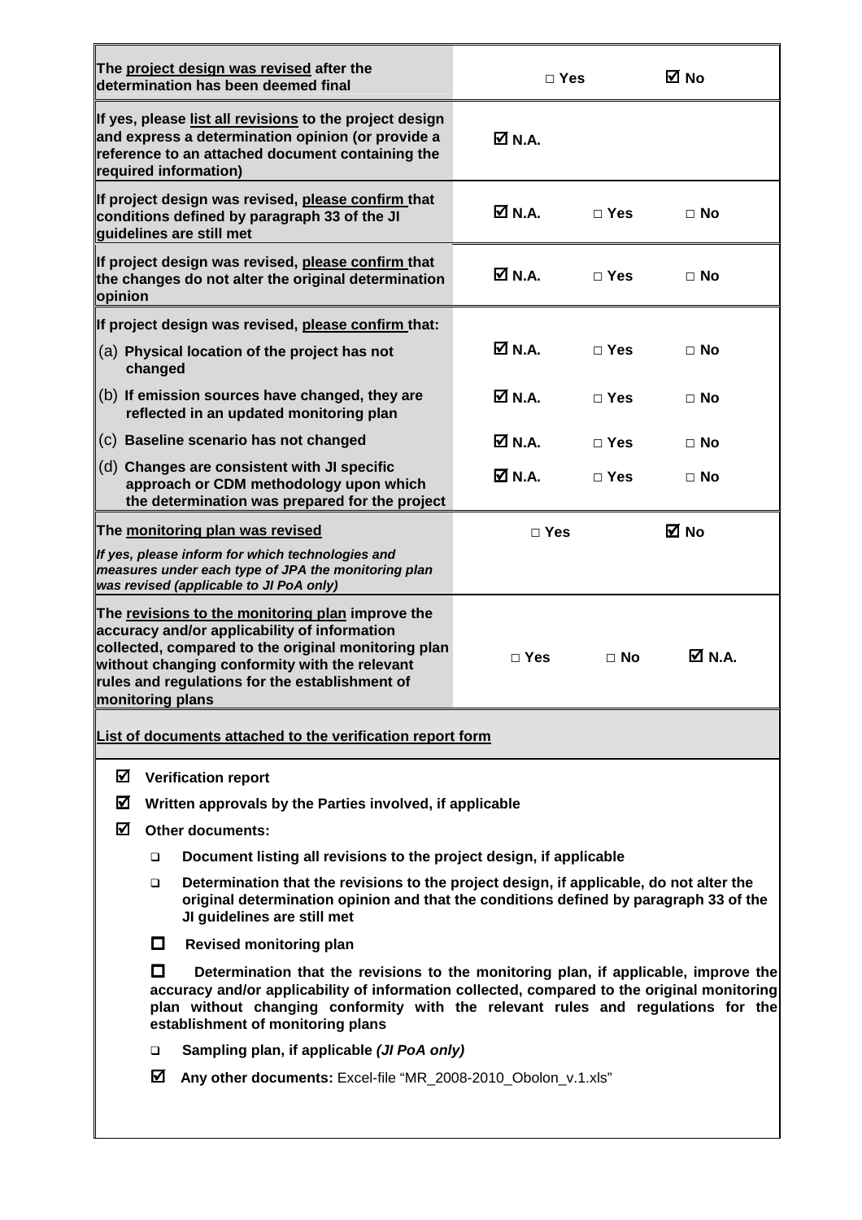| | | | |
|---|---|---|---|
| **The project design was revised after the determination has been deemed final** | □ Yes | | ☑ No |
| **If yes, please list all revisions to the project design and express a determination opinion (or provide a reference to an attached document containing the required information)** | ☑ N.A. | | |
| **If project design was revised, please confirm that conditions defined by paragraph 33 of the JI guidelines are still met** | ☑ N.A. | □ Yes | □ No |
| **If project design was revised, please confirm that the changes do not alter the original determination opinion** | ☑ N.A. | □ Yes | □ No |
| **If project design was revised, please confirm that:** | | | |
| (a) **Physical location of the project has not changed** | ☑ N.A. | □ Yes | □ No |
| (b) **If emission sources have changed, they are reflected in an updated monitoring plan** | ☑ N.A. | □ Yes | □ No |
| (c) **Baseline scenario has not changed** | ☑ N.A. | □ Yes | □ No |
| (d) **Changes are consistent with JI specific approach or CDM methodology upon which the determination was prepared for the project** | ☑ N.A. | □ Yes | □ No |
| **The monitoring plan was revised**<br>***If yes, please inform for which technologies and measures under each type of JPA the monitoring plan was revised (applicable to JI PoA only)*** | □ Yes | | ☑ No |
| **The revisions to the monitoring plan improve the accuracy and/or applicability of information collected, compared to the original monitoring plan without changing conformity with the relevant rules and regulations for the establishment of monitoring plans** | □ Yes | □ No | ☑ N.A. |

**List of documents attached to the verification report form**

- ☑ **Verification report**
- ☑ **Written approvals by the Parties involved, if applicable**
- ☑ **Other documents:**
  - ❑ **Document listing all revisions to the project design, if applicable**
  - ❑ **Determination that the revisions to the project design, if applicable, do not alter the original determination opinion and that the conditions defined by paragraph 33 of the JI guidelines are still met**
  - ☐ **Revised monitoring plan**
  - ☐ **Determination that the revisions to the monitoring plan, if applicable, improve the accuracy and/or applicability of information collected, compared to the original monitoring plan without changing conformity with the relevant rules and regulations for the establishment of monitoring plans**
  - ❑ **Sampling plan, if applicable *(JI PoA only)***
  - ☑ **Any other documents:** Excel-file "MR_2008-2010_Obolon_v.1.xls"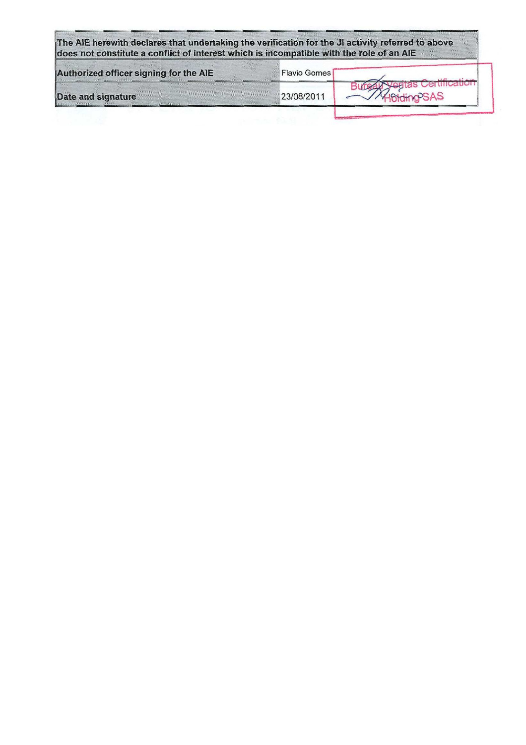| | |
|---|---|
| **The AIE herewith declares that undertaking the verification for the JI activity referred to above does not constitute a conflict of interest which is incompatible with the role of an AIE** | |
| **Authorized officer signing for the AIE** | Flavio Gomes |
| **Date and signature** | 23/08/2011 Bureau Veritas Certification Holding SAS |